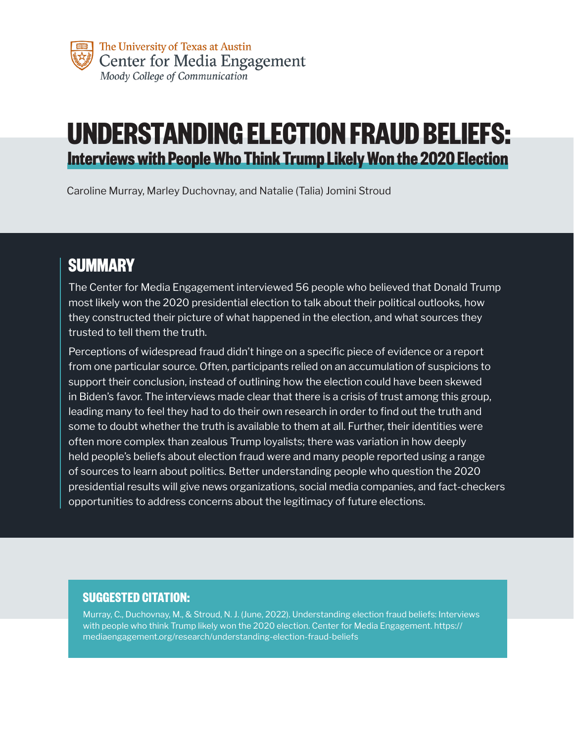The University of Texas at Austin
Center for Media Engagement
*Moody College of Communication*

# UNDERSTANDING ELECTION FRAUD BELIEFS:

## Interviews with People Who Think Trump Likely Won the 2020 Election

Caroline Murray, Marley Duchovnay, and Natalie (Talia) Jomini Stroud

## SUMMARY

The Center for Media Engagement interviewed 56 people who believed that Donald Trump most likely won the 2020 presidential election to talk about their political outlooks, how they constructed their picture of what happened in the election, and what sources they trusted to tell them the truth.

Perceptions of widespread fraud didn't hinge on a specific piece of evidence or a report from one particular source. Often, participants relied on an accumulation of suspicions to support their conclusion, instead of outlining how the election could have been skewed in Biden's favor. The interviews made clear that there is a crisis of trust among this group, leading many to feel they had to do their own research in order to find out the truth and some to doubt whether the truth is available to them at all. Further, their identities were often more complex than zealous Trump loyalists; there was variation in how deeply held people's beliefs about election fraud were and many people reported using a range of sources to learn about politics. Better understanding people who question the 2020 presidential results will give news organizations, social media companies, and fact-checkers opportunities to address concerns about the legitimacy of future elections.

### SUGGESTED CITATION:

Murray, C., Duchovnay, M., & Stroud, N. J. (June, 2022). Understanding election fraud beliefs: Interviews with people who think Trump likely won the 2020 election. Center for Media Engagement. https://mediaengagement.org/research/understanding-election-fraud-beliefs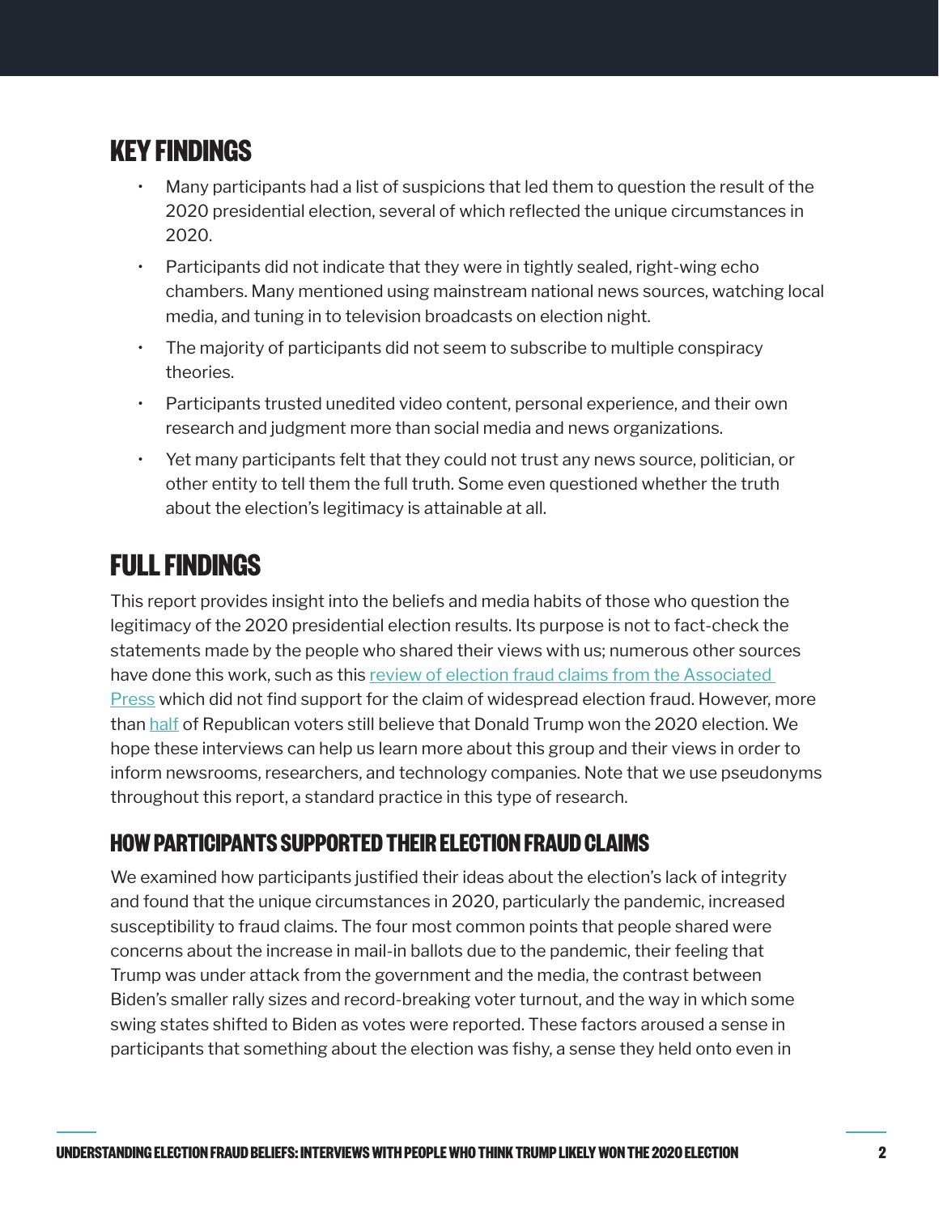## KEY FINDINGS

- Many participants had a list of suspicions that led them to question the result of the 2020 presidential election, several of which reflected the unique circumstances in 2020.
- Participants did not indicate that they were in tightly sealed, right-wing echo chambers. Many mentioned using mainstream national news sources, watching local media, and tuning in to television broadcasts on election night.
- The majority of participants did not seem to subscribe to multiple conspiracy theories.
- Participants trusted unedited video content, personal experience, and their own research and judgment more than social media and news organizations.
- Yet many participants felt that they could not trust any news source, politician, or other entity to tell them the full truth. Some even questioned whether the truth about the election's legitimacy is attainable at all.

## FULL FINDINGS

This report provides insight into the beliefs and media habits of those who question the legitimacy of the 2020 presidential election results. Its purpose is not to fact-check the statements made by the people who shared their views with us; numerous other sources have done this work, such as this review of election fraud claims from the Associated Press which did not find support for the claim of widespread election fraud. However, more than half of Republican voters still believe that Donald Trump won the 2020 election. We hope these interviews can help us learn more about this group and their views in order to inform newsrooms, researchers, and technology companies. Note that we use pseudonyms throughout this report, a standard practice in this type of research.

### HOW PARTICIPANTS SUPPORTED THEIR ELECTION FRAUD CLAIMS

We examined how participants justified their ideas about the election's lack of integrity and found that the unique circumstances in 2020, particularly the pandemic, increased susceptibility to fraud claims. The four most common points that people shared were concerns about the increase in mail-in ballots due to the pandemic, their feeling that Trump was under attack from the government and the media, the contrast between Biden's smaller rally sizes and record-breaking voter turnout, and the way in which some swing states shifted to Biden as votes were reported. These factors aroused a sense in participants that something about the election was fishy, a sense they held onto even in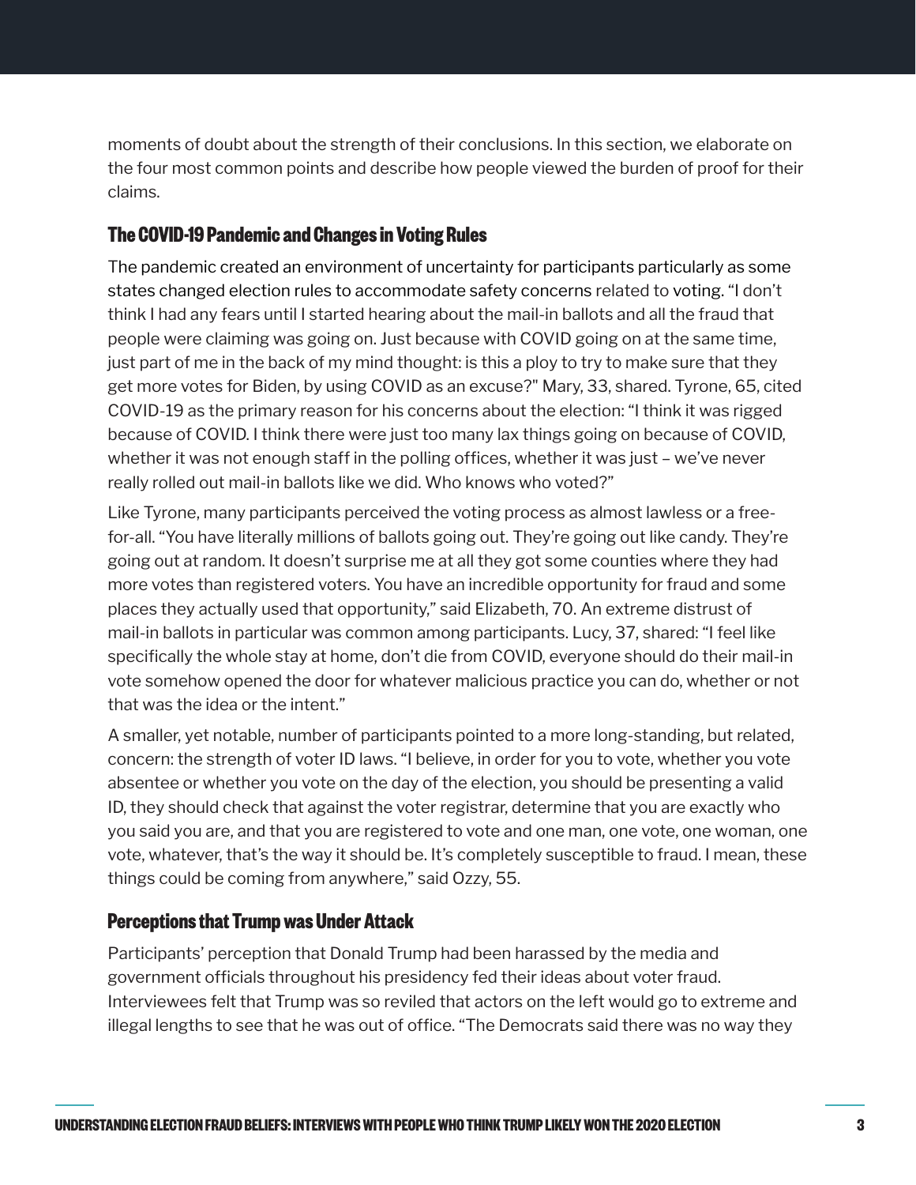moments of doubt about the strength of their conclusions. In this section, we elaborate on the four most common points and describe how people viewed the burden of proof for their claims.

## The COVID-19 Pandemic and Changes in Voting Rules

The pandemic created an environment of uncertainty for participants particularly as some states changed election rules to accommodate safety concerns related to voting. "I don't think I had any fears until I started hearing about the mail-in ballots and all the fraud that people were claiming was going on. Just because with COVID going on at the same time, just part of me in the back of my mind thought: is this a ploy to try to make sure that they get more votes for Biden, by using COVID as an excuse?" Mary, 33, shared. Tyrone, 65, cited COVID-19 as the primary reason for his concerns about the election: "I think it was rigged because of COVID. I think there were just too many lax things going on because of COVID, whether it was not enough staff in the polling offices, whether it was just – we've never really rolled out mail-in ballots like we did. Who knows who voted?"

Like Tyrone, many participants perceived the voting process as almost lawless or a free-for-all. "You have literally millions of ballots going out. They're going out like candy. They're going out at random. It doesn't surprise me at all they got some counties where they had more votes than registered voters. You have an incredible opportunity for fraud and some places they actually used that opportunity," said Elizabeth, 70. An extreme distrust of mail-in ballots in particular was common among participants. Lucy, 37, shared: "I feel like specifically the whole stay at home, don't die from COVID, everyone should do their mail-in vote somehow opened the door for whatever malicious practice you can do, whether or not that was the idea or the intent."

A smaller, yet notable, number of participants pointed to a more long-standing, but related, concern: the strength of voter ID laws. "I believe, in order for you to vote, whether you vote absentee or whether you vote on the day of the election, you should be presenting a valid ID, they should check that against the voter registrar, determine that you are exactly who you said you are, and that you are registered to vote and one man, one vote, one woman, one vote, whatever, that's the way it should be. It's completely susceptible to fraud. I mean, these things could be coming from anywhere," said Ozzy, 55.

## Perceptions that Trump was Under Attack

Participants' perception that Donald Trump had been harassed by the media and government officials throughout his presidency fed their ideas about voter fraud. Interviewees felt that Trump was so reviled that actors on the left would go to extreme and illegal lengths to see that he was out of office. "The Democrats said there was no way they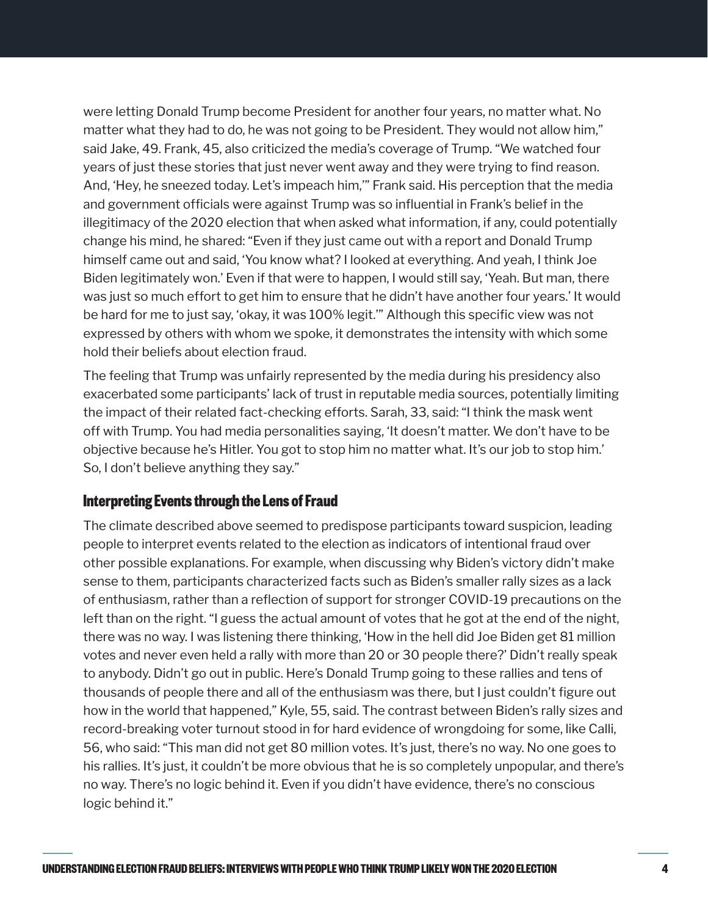were letting Donald Trump become President for another four years, no matter what. No matter what they had to do, he was not going to be President. They would not allow him," said Jake, 49. Frank, 45, also criticized the media's coverage of Trump. "We watched four years of just these stories that just never went away and they were trying to find reason. And, 'Hey, he sneezed today. Let's impeach him,'" Frank said. His perception that the media and government officials were against Trump was so influential in Frank's belief in the illegitimacy of the 2020 election that when asked what information, if any, could potentially change his mind, he shared: "Even if they just came out with a report and Donald Trump himself came out and said, 'You know what? I looked at everything. And yeah, I think Joe Biden legitimately won.' Even if that were to happen, I would still say, 'Yeah. But man, there was just so much effort to get him to ensure that he didn't have another four years.' It would be hard for me to just say, 'okay, it was 100% legit.'" Although this specific view was not expressed by others with whom we spoke, it demonstrates the intensity with which some hold their beliefs about election fraud.

The feeling that Trump was unfairly represented by the media during his presidency also exacerbated some participants' lack of trust in reputable media sources, potentially limiting the impact of their related fact-checking efforts. Sarah, 33, said: "I think the mask went off with Trump. You had media personalities saying, 'It doesn't matter. We don't have to be objective because he's Hitler. You got to stop him no matter what. It's our job to stop him.' So, I don't believe anything they say."

### Interpreting Events through the Lens of Fraud

The climate described above seemed to predispose participants toward suspicion, leading people to interpret events related to the election as indicators of intentional fraud over other possible explanations. For example, when discussing why Biden's victory didn't make sense to them, participants characterized facts such as Biden's smaller rally sizes as a lack of enthusiasm, rather than a reflection of support for stronger COVID-19 precautions on the left than on the right. "I guess the actual amount of votes that he got at the end of the night, there was no way. I was listening there thinking, 'How in the hell did Joe Biden get 81 million votes and never even held a rally with more than 20 or 30 people there?' Didn't really speak to anybody. Didn't go out in public. Here's Donald Trump going to these rallies and tens of thousands of people there and all of the enthusiasm was there, but I just couldn't figure out how in the world that happened," Kyle, 55, said. The contrast between Biden's rally sizes and record-breaking voter turnout stood in for hard evidence of wrongdoing for some, like Calli, 56, who said: "This man did not get 80 million votes. It's just, there's no way. No one goes to his rallies. It's just, it couldn't be more obvious that he is so completely unpopular, and there's no way. There's no logic behind it. Even if you didn't have evidence, there's no conscious logic behind it."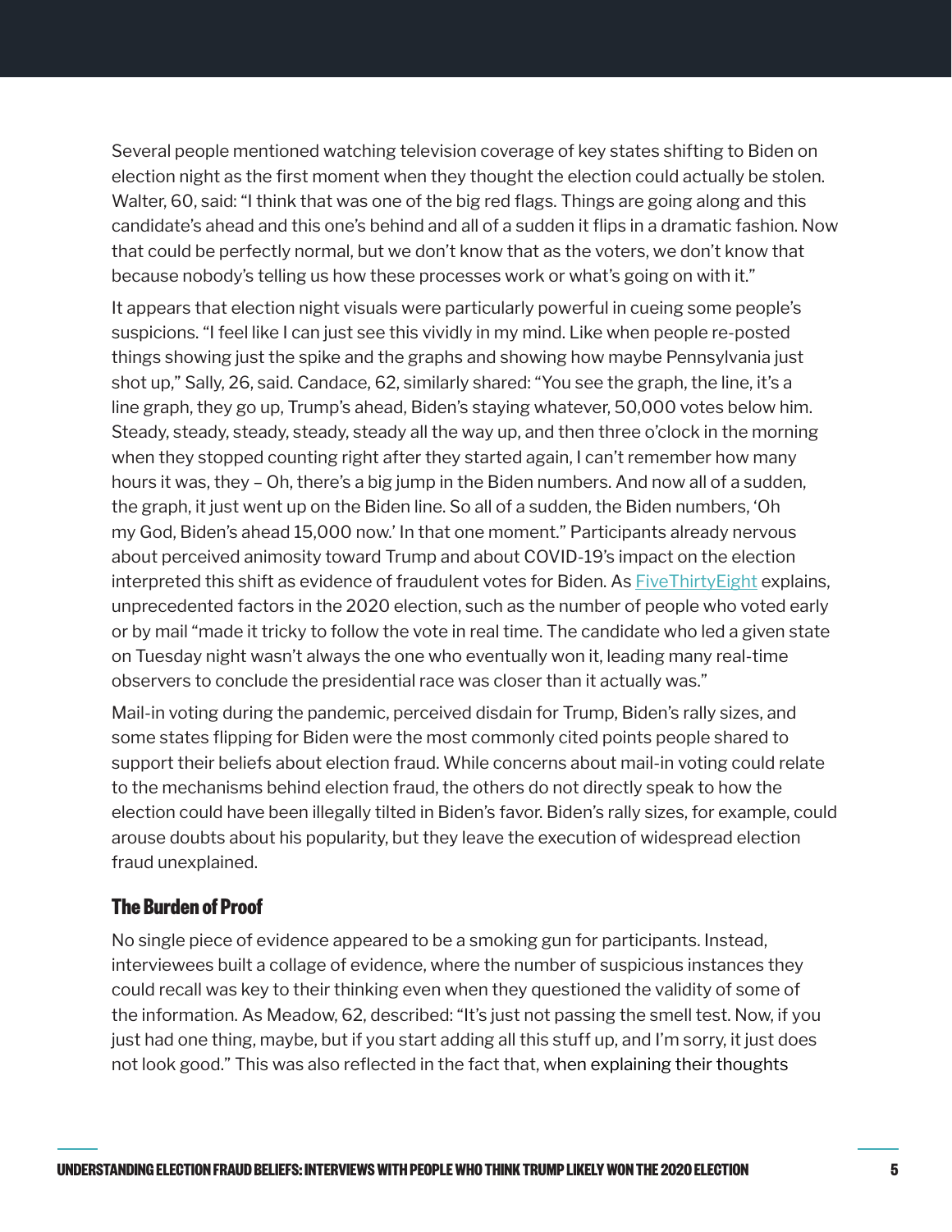Several people mentioned watching television coverage of key states shifting to Biden on election night as the first moment when they thought the election could actually be stolen. Walter, 60, said: "I think that was one of the big red flags. Things are going along and this candidate's ahead and this one's behind and all of a sudden it flips in a dramatic fashion. Now that could be perfectly normal, but we don't know that as the voters, we don't know that because nobody's telling us how these processes work or what's going on with it."

It appears that election night visuals were particularly powerful in cueing some people's suspicions. "I feel like I can just see this vividly in my mind. Like when people re-posted things showing just the spike and the graphs and showing how maybe Pennsylvania just shot up," Sally, 26, said. Candace, 62, similarly shared: "You see the graph, the line, it's a line graph, they go up, Trump's ahead, Biden's staying whatever, 50,000 votes below him. Steady, steady, steady, steady, steady all the way up, and then three o'clock in the morning when they stopped counting right after they started again, I can't remember how many hours it was, they – Oh, there's a big jump in the Biden numbers. And now all of a sudden, the graph, it just went up on the Biden line. So all of a sudden, the Biden numbers, 'Oh my God, Biden's ahead 15,000 now.' In that one moment." Participants already nervous about perceived animosity toward Trump and about COVID-19's impact on the election interpreted this shift as evidence of fraudulent votes for Biden. As FiveThirtyEight explains, unprecedented factors in the 2020 election, such as the number of people who voted early or by mail "made it tricky to follow the vote in real time. The candidate who led a given state on Tuesday night wasn't always the one who eventually won it, leading many real-time observers to conclude the presidential race was closer than it actually was."

Mail-in voting during the pandemic, perceived disdain for Trump, Biden's rally sizes, and some states flipping for Biden were the most commonly cited points people shared to support their beliefs about election fraud. While concerns about mail-in voting could relate to the mechanisms behind election fraud, the others do not directly speak to how the election could have been illegally tilted in Biden's favor. Biden's rally sizes, for example, could arouse doubts about his popularity, but they leave the execution of widespread election fraud unexplained.

### The Burden of Proof

No single piece of evidence appeared to be a smoking gun for participants. Instead, interviewees built a collage of evidence, where the number of suspicious instances they could recall was key to their thinking even when they questioned the validity of some of the information. As Meadow, 62, described: "It's just not passing the smell test. Now, if you just had one thing, maybe, but if you start adding all this stuff up, and I'm sorry, it just does not look good." This was also reflected in the fact that, when explaining their thoughts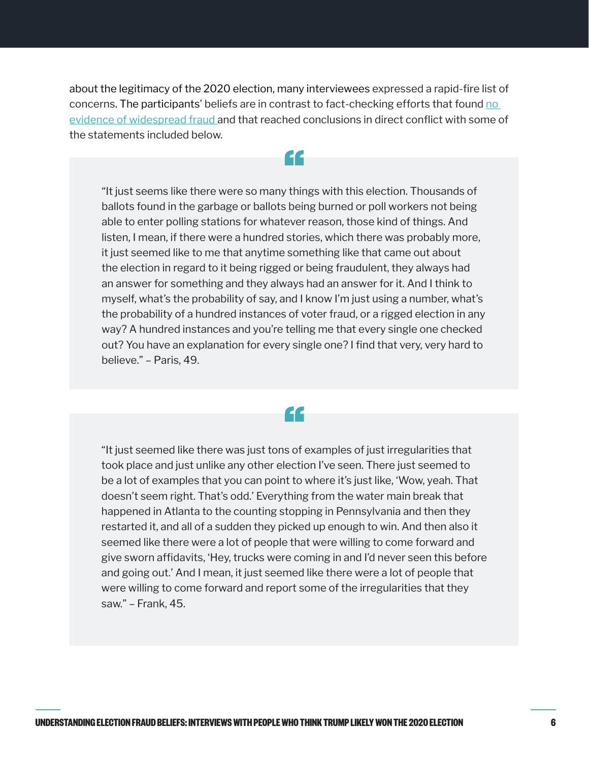about the legitimacy of the 2020 election, many interviewees expressed a rapid-fire list of concerns. The participants' beliefs are in contrast to fact-checking efforts that found [no evidence of widespread fraud](#) and that reached conclusions in direct conflict with some of the statements included below.

> "It just seems like there were so many things with this election. Thousands of ballots found in the garbage or ballots being burned or poll workers not being able to enter polling stations for whatever reason, those kind of things. And listen, I mean, if there were a hundred stories, which there was probably more, it just seemed like to me that anytime something like that came out about the election in regard to it being rigged or being fraudulent, they always had an answer for something and they always had an answer for it. And I think to myself, what's the probability of say, and I know I'm just using a number, what's the probability of a hundred instances of voter fraud, or a rigged election in any way? A hundred instances and you're telling me that every single one checked out? You have an explanation for every single one? I find that very, very hard to believe." – Paris, 49.

> "It just seemed like there was just tons of examples of just irregularities that took place and just unlike any other election I've seen. There just seemed to be a lot of examples that you can point to where it's just like, 'Wow, yeah. That doesn't seem right. That's odd.' Everything from the water main break that happened in Atlanta to the counting stopping in Pennsylvania and then they restarted it, and all of a sudden they picked up enough to win. And then also it seemed like there were a lot of people that were willing to come forward and give sworn affidavits, 'Hey, trucks were coming in and I'd never seen this before and going out.' And I mean, it just seemed like there were a lot of people that were willing to come forward and report some of the irregularities that they saw." – Frank, 45.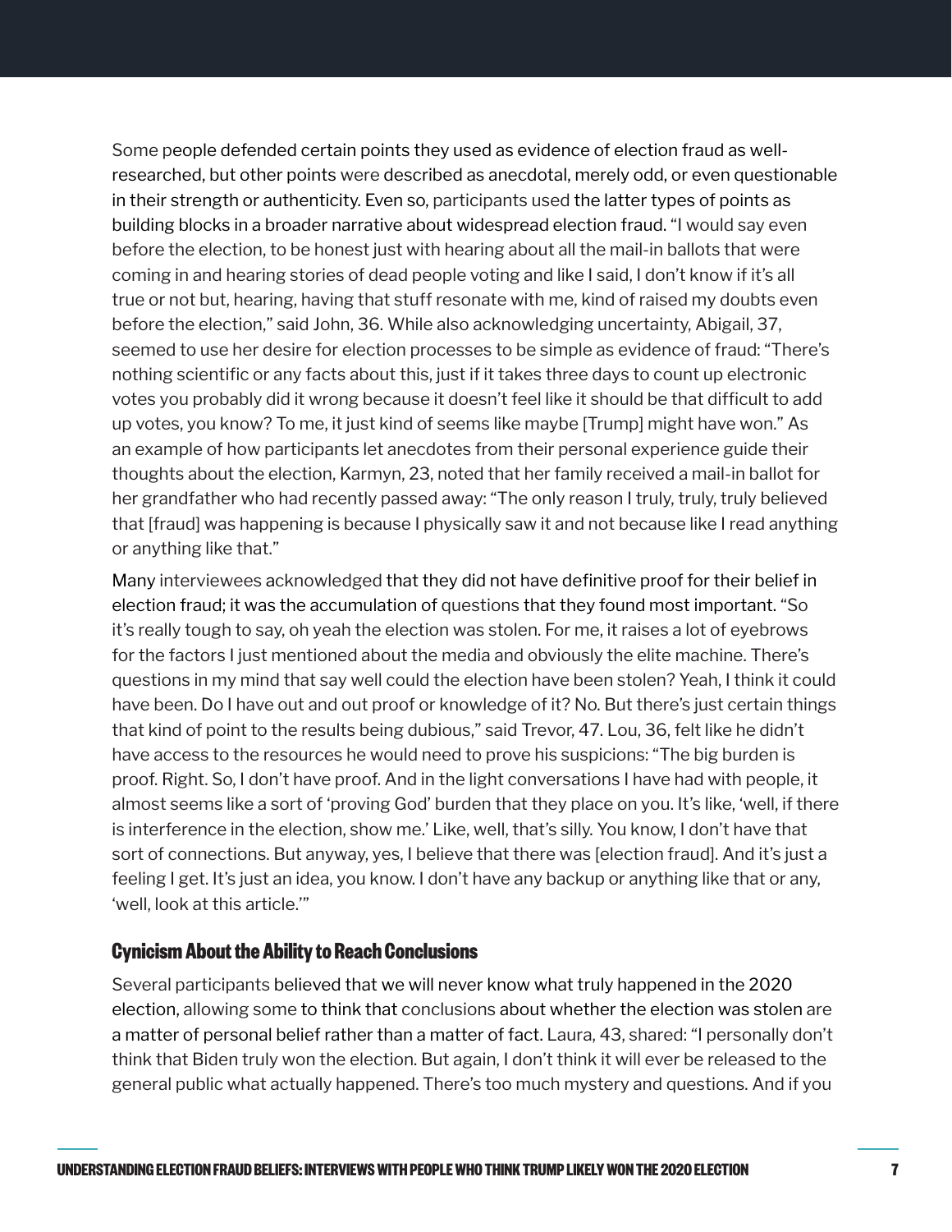Some people defended certain points they used as evidence of election fraud as well-researched, but other points were described as anecdotal, merely odd, or even questionable in their strength or authenticity. Even so, participants used the latter types of points as building blocks in a broader narrative about widespread election fraud. "I would say even before the election, to be honest just with hearing about all the mail-in ballots that were coming in and hearing stories of dead people voting and like I said, I don't know if it's all true or not but, hearing, having that stuff resonate with me, kind of raised my doubts even before the election," said John, 36. While also acknowledging uncertainty, Abigail, 37, seemed to use her desire for election processes to be simple as evidence of fraud: "There's nothing scientific or any facts about this, just if it takes three days to count up electronic votes you probably did it wrong because it doesn't feel like it should be that difficult to add up votes, you know? To me, it just kind of seems like maybe [Trump] might have won." As an example of how participants let anecdotes from their personal experience guide their thoughts about the election, Karmyn, 23, noted that her family received a mail-in ballot for her grandfather who had recently passed away: "The only reason I truly, truly, truly believed that [fraud] was happening is because I physically saw it and not because like I read anything or anything like that."

Many interviewees acknowledged that they did not have definitive proof for their belief in election fraud; it was the accumulation of questions that they found most important. "So it's really tough to say, oh yeah the election was stolen. For me, it raises a lot of eyebrows for the factors I just mentioned about the media and obviously the elite machine. There's questions in my mind that say well could the election have been stolen? Yeah, I think it could have been. Do I have out and out proof or knowledge of it? No. But there's just certain things that kind of point to the results being dubious," said Trevor, 47. Lou, 36, felt like he didn't have access to the resources he would need to prove his suspicions: "The big burden is proof. Right. So, I don't have proof. And in the light conversations I have had with people, it almost seems like a sort of 'proving God' burden that they place on you. It's like, 'well, if there is interference in the election, show me.' Like, well, that's silly. You know, I don't have that sort of connections. But anyway, yes, I believe that there was [election fraud]. And it's just a feeling I get. It's just an idea, you know. I don't have any backup or anything like that or any, 'well, look at this article.'"

### Cynicism About the Ability to Reach Conclusions

Several participants believed that we will never know what truly happened in the 2020 election, allowing some to think that conclusions about whether the election was stolen are a matter of personal belief rather than a matter of fact. Laura, 43, shared: "I personally don't think that Biden truly won the election. But again, I don't think it will ever be released to the general public what actually happened. There's too much mystery and questions. And if you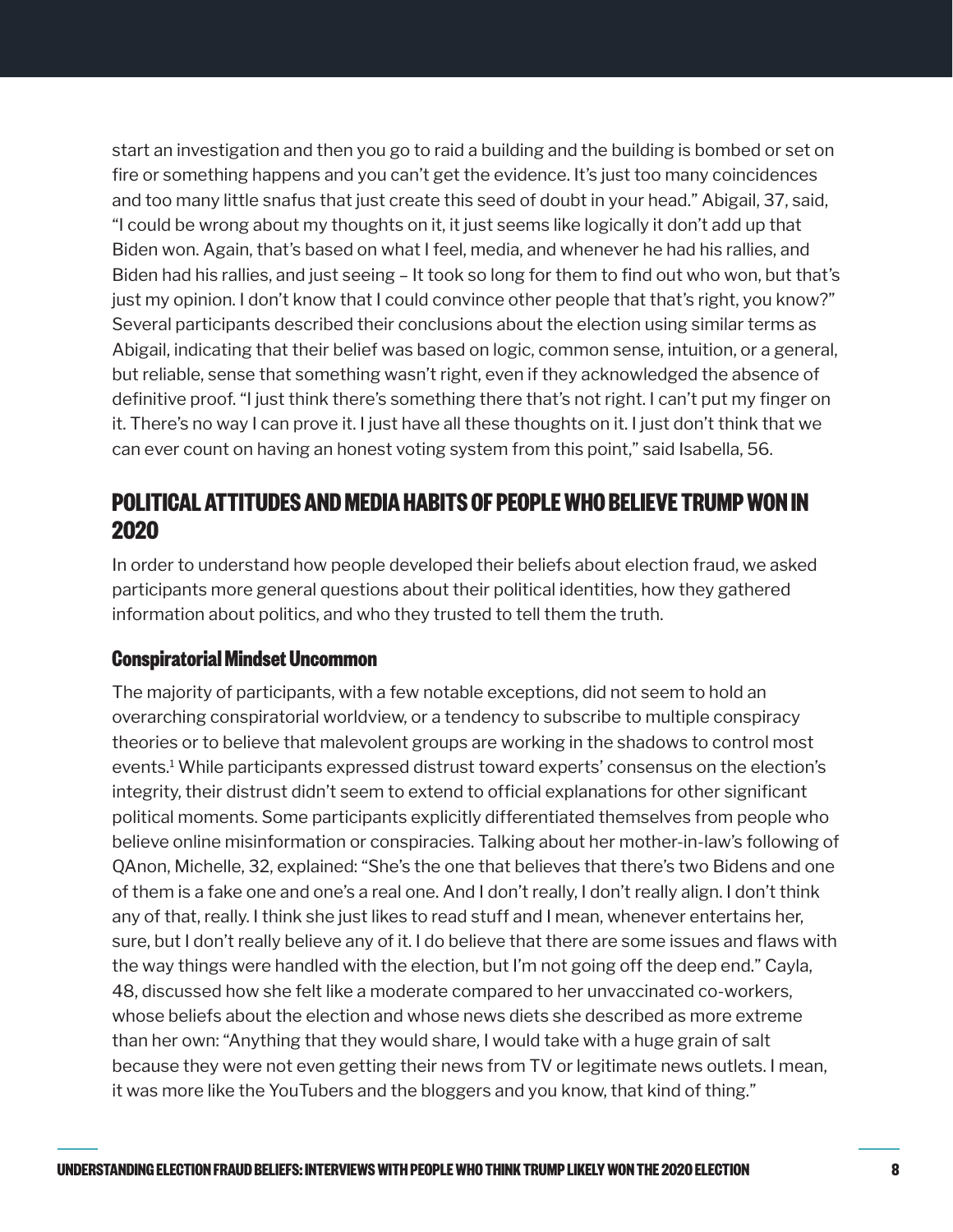start an investigation and then you go to raid a building and the building is bombed or set on fire or something happens and you can't get the evidence. It's just too many coincidences and too many little snafus that just create this seed of doubt in your head." Abigail, 37, said, "I could be wrong about my thoughts on it, it just seems like logically it don't add up that Biden won. Again, that's based on what I feel, media, and whenever he had his rallies, and Biden had his rallies, and just seeing – It took so long for them to find out who won, but that's just my opinion. I don't know that I could convince other people that that's right, you know?" Several participants described their conclusions about the election using similar terms as Abigail, indicating that their belief was based on logic, common sense, intuition, or a general, but reliable, sense that something wasn't right, even if they acknowledged the absence of definitive proof. "I just think there's something there that's not right. I can't put my finger on it. There's no way I can prove it. I just have all these thoughts on it. I just don't think that we can ever count on having an honest voting system from this point," said Isabella, 56.

## POLITICAL ATTITUDES AND MEDIA HABITS OF PEOPLE WHO BELIEVE TRUMP WON IN 2020

In order to understand how people developed their beliefs about election fraud, we asked participants more general questions about their political identities, how they gathered information about politics, and who they trusted to tell them the truth.

### Conspiratorial Mindset Uncommon

The majority of participants, with a few notable exceptions, did not seem to hold an overarching conspiratorial worldview, or a tendency to subscribe to multiple conspiracy theories or to believe that malevolent groups are working in the shadows to control most events.[1] While participants expressed distrust toward experts' consensus on the election's integrity, their distrust didn't seem to extend to official explanations for other significant political moments. Some participants explicitly differentiated themselves from people who believe online misinformation or conspiracies. Talking about her mother-in-law's following of QAnon, Michelle, 32, explained: "She's the one that believes that there's two Bidens and one of them is a fake one and one's a real one. And I don't really, I don't really align. I don't think any of that, really. I think she just likes to read stuff and I mean, whenever entertains her, sure, but I don't really believe any of it. I do believe that there are some issues and flaws with the way things were handled with the election, but I'm not going off the deep end." Cayla, 48, discussed how she felt like a moderate compared to her unvaccinated co-workers, whose beliefs about the election and whose news diets she described as more extreme than her own: "Anything that they would share, I would take with a huge grain of salt because they were not even getting their news from TV or legitimate news outlets. I mean, it was more like the YouTubers and the bloggers and you know, that kind of thing."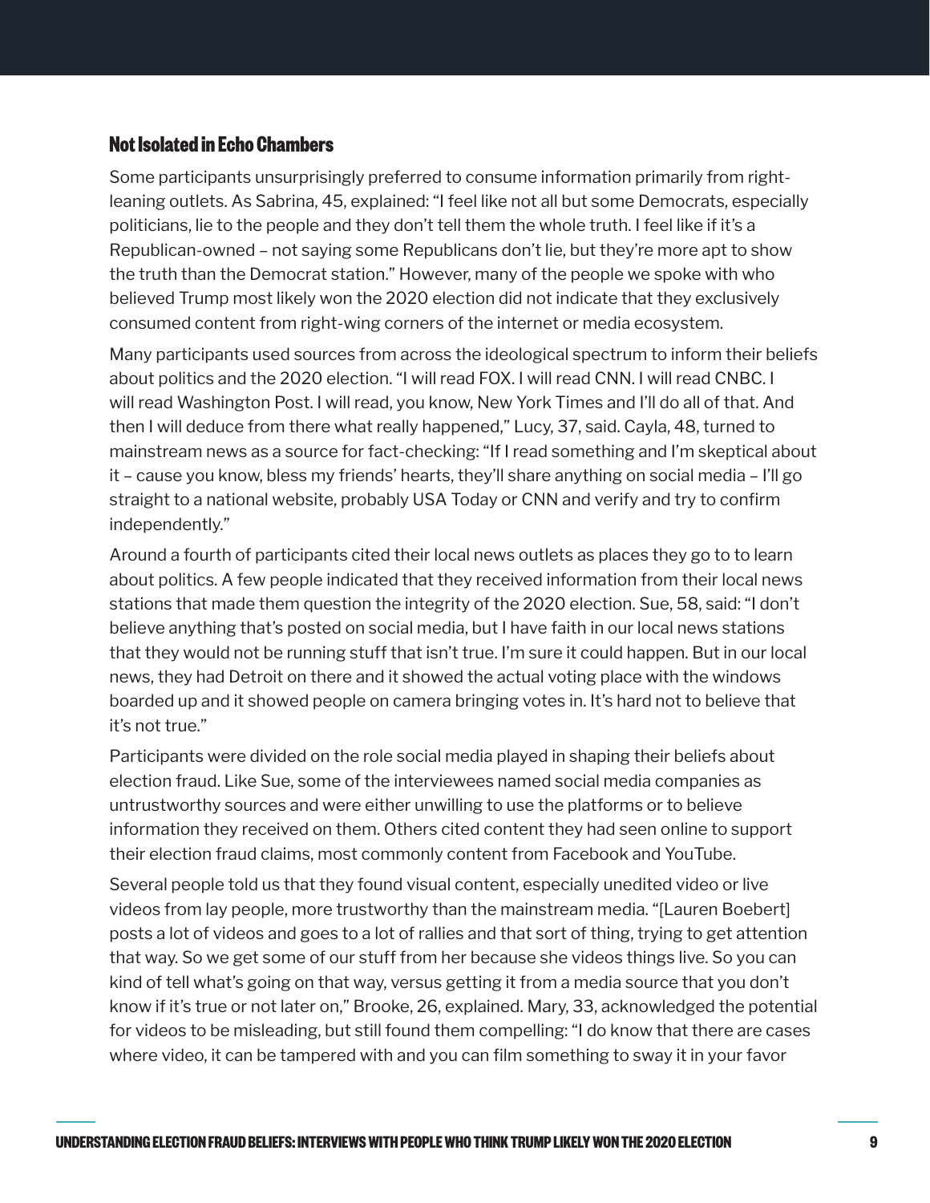### Not Isolated in Echo Chambers

Some participants unsurprisingly preferred to consume information primarily from right-leaning outlets. As Sabrina, 45, explained: "I feel like not all but some Democrats, especially politicians, lie to the people and they don't tell them the whole truth. I feel like if it's a Republican-owned – not saying some Republicans don't lie, but they're more apt to show the truth than the Democrat station." However, many of the people we spoke with who believed Trump most likely won the 2020 election did not indicate that they exclusively consumed content from right-wing corners of the internet or media ecosystem.

Many participants used sources from across the ideological spectrum to inform their beliefs about politics and the 2020 election. "I will read FOX. I will read CNN. I will read CNBC. I will read Washington Post. I will read, you know, New York Times and I'll do all of that. And then I will deduce from there what really happened," Lucy, 37, said. Cayla, 48, turned to mainstream news as a source for fact-checking: "If I read something and I'm skeptical about it – cause you know, bless my friends' hearts, they'll share anything on social media – I'll go straight to a national website, probably USA Today or CNN and verify and try to confirm independently."

Around a fourth of participants cited their local news outlets as places they go to to learn about politics. A few people indicated that they received information from their local news stations that made them question the integrity of the 2020 election. Sue, 58, said: "I don't believe anything that's posted on social media, but I have faith in our local news stations that they would not be running stuff that isn't true. I'm sure it could happen. But in our local news, they had Detroit on there and it showed the actual voting place with the windows boarded up and it showed people on camera bringing votes in. It's hard not to believe that it's not true."

Participants were divided on the role social media played in shaping their beliefs about election fraud. Like Sue, some of the interviewees named social media companies as untrustworthy sources and were either unwilling to use the platforms or to believe information they received on them. Others cited content they had seen online to support their election fraud claims, most commonly content from Facebook and YouTube.

Several people told us that they found visual content, especially unedited video or live videos from lay people, more trustworthy than the mainstream media. "[Lauren Boebert] posts a lot of videos and goes to a lot of rallies and that sort of thing, trying to get attention that way. So we get some of our stuff from her because she videos things live. So you can kind of tell what's going on that way, versus getting it from a media source that you don't know if it's true or not later on," Brooke, 26, explained. Mary, 33, acknowledged the potential for videos to be misleading, but still found them compelling: "I do know that there are cases where video, it can be tampered with and you can film something to sway it in your favor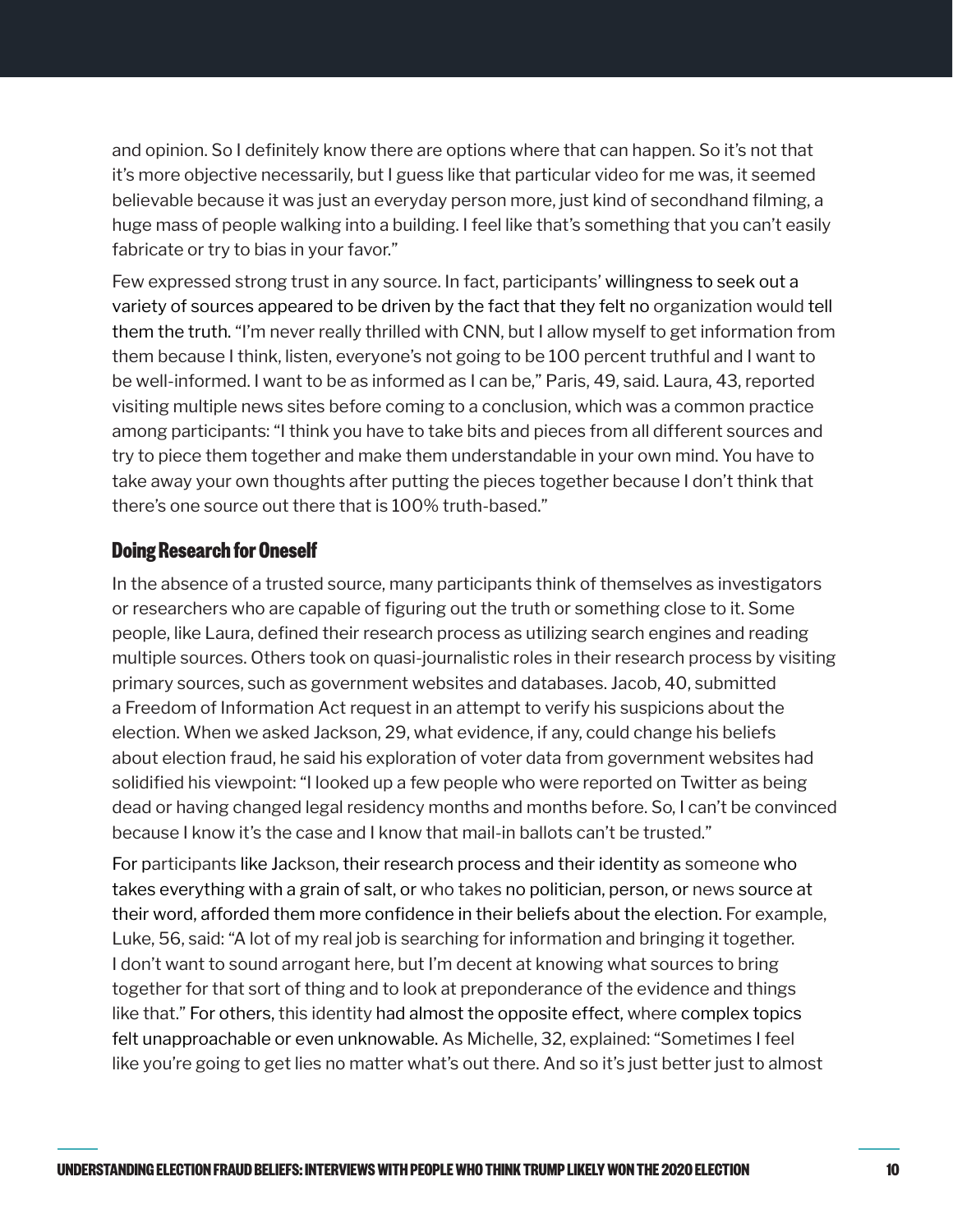and opinion. So I definitely know there are options where that can happen. So it's not that it's more objective necessarily, but I guess like that particular video for me was, it seemed believable because it was just an everyday person more, just kind of secondhand filming, a huge mass of people walking into a building. I feel like that's something that you can't easily fabricate or try to bias in your favor."

Few expressed strong trust in any source. In fact, participants' willingness to seek out a variety of sources appeared to be driven by the fact that they felt no organization would tell them the truth. "I'm never really thrilled with CNN, but I allow myself to get information from them because I think, listen, everyone's not going to be 100 percent truthful and I want to be well-informed. I want to be as informed as I can be," Paris, 49, said. Laura, 43, reported visiting multiple news sites before coming to a conclusion, which was a common practice among participants: "I think you have to take bits and pieces from all different sources and try to piece them together and make them understandable in your own mind. You have to take away your own thoughts after putting the pieces together because I don't think that there's one source out there that is 100% truth-based."

## Doing Research for Oneself

In the absence of a trusted source, many participants think of themselves as investigators or researchers who are capable of figuring out the truth or something close to it. Some people, like Laura, defined their research process as utilizing search engines and reading multiple sources. Others took on quasi-journalistic roles in their research process by visiting primary sources, such as government websites and databases. Jacob, 40, submitted a Freedom of Information Act request in an attempt to verify his suspicions about the election. When we asked Jackson, 29, what evidence, if any, could change his beliefs about election fraud, he said his exploration of voter data from government websites had solidified his viewpoint: "I looked up a few people who were reported on Twitter as being dead or having changed legal residency months and months before. So, I can't be convinced because I know it's the case and I know that mail-in ballots can't be trusted."

For participants like Jackson, their research process and their identity as someone who takes everything with a grain of salt, or who takes no politician, person, or news source at their word, afforded them more confidence in their beliefs about the election. For example, Luke, 56, said: "A lot of my real job is searching for information and bringing it together. I don't want to sound arrogant here, but I'm decent at knowing what sources to bring together for that sort of thing and to look at preponderance of the evidence and things like that." For others, this identity had almost the opposite effect, where complex topics felt unapproachable or even unknowable. As Michelle, 32, explained: "Sometimes I feel like you're going to get lies no matter what's out there. And so it's just better just to almost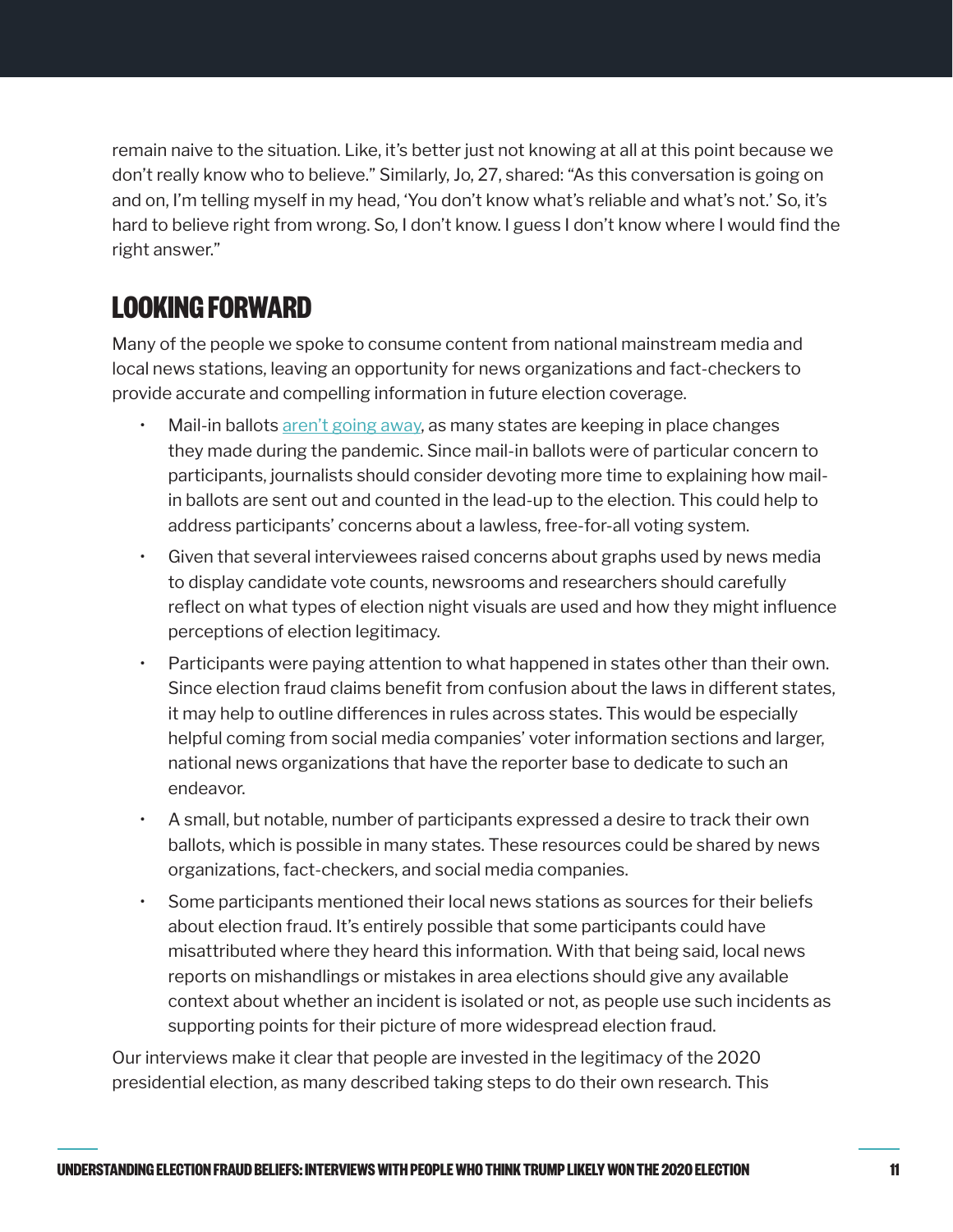remain naive to the situation. Like, it's better just not knowing at all at this point because we don't really know who to believe." Similarly, Jo, 27, shared: "As this conversation is going on and on, I'm telling myself in my head, 'You don't know what's reliable and what's not.' So, it's hard to believe right from wrong. So, I don't know. I guess I don't know where I would find the right answer."

## LOOKING FORWARD

Many of the people we spoke to consume content from national mainstream media and local news stations, leaving an opportunity for news organizations and fact-checkers to provide accurate and compelling information in future election coverage.

- Mail-in ballots aren't going away, as many states are keeping in place changes they made during the pandemic. Since mail-in ballots were of particular concern to participants, journalists should consider devoting more time to explaining how mail-in ballots are sent out and counted in the lead-up to the election. This could help to address participants' concerns about a lawless, free-for-all voting system.
- Given that several interviewees raised concerns about graphs used by news media to display candidate vote counts, newsrooms and researchers should carefully reflect on what types of election night visuals are used and how they might influence perceptions of election legitimacy.
- Participants were paying attention to what happened in states other than their own. Since election fraud claims benefit from confusion about the laws in different states, it may help to outline differences in rules across states. This would be especially helpful coming from social media companies' voter information sections and larger, national news organizations that have the reporter base to dedicate to such an endeavor.
- A small, but notable, number of participants expressed a desire to track their own ballots, which is possible in many states. These resources could be shared by news organizations, fact-checkers, and social media companies.
- Some participants mentioned their local news stations as sources for their beliefs about election fraud. It's entirely possible that some participants could have misattributed where they heard this information. With that being said, local news reports on mishandlings or mistakes in area elections should give any available context about whether an incident is isolated or not, as people use such incidents as supporting points for their picture of more widespread election fraud.

Our interviews make it clear that people are invested in the legitimacy of the 2020 presidential election, as many described taking steps to do their own research. This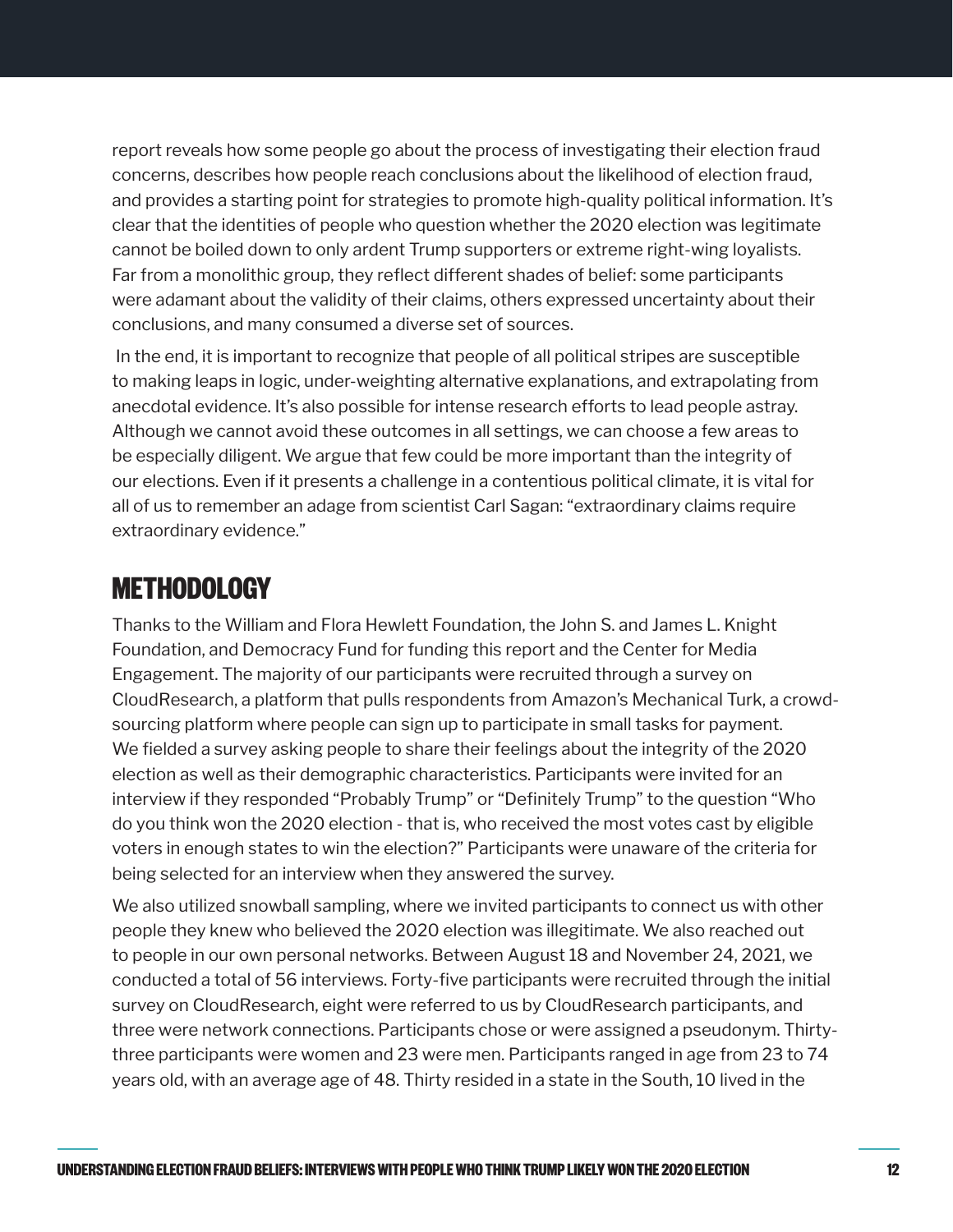report reveals how some people go about the process of investigating their election fraud concerns, describes how people reach conclusions about the likelihood of election fraud, and provides a starting point for strategies to promote high-quality political information. It's clear that the identities of people who question whether the 2020 election was legitimate cannot be boiled down to only ardent Trump supporters or extreme right-wing loyalists. Far from a monolithic group, they reflect different shades of belief: some participants were adamant about the validity of their claims, others expressed uncertainty about their conclusions, and many consumed a diverse set of sources.

In the end, it is important to recognize that people of all political stripes are susceptible to making leaps in logic, under-weighting alternative explanations, and extrapolating from anecdotal evidence. It's also possible for intense research efforts to lead people astray. Although we cannot avoid these outcomes in all settings, we can choose a few areas to be especially diligent. We argue that few could be more important than the integrity of our elections. Even if it presents a challenge in a contentious political climate, it is vital for all of us to remember an adage from scientist Carl Sagan: "extraordinary claims require extraordinary evidence."

## METHODOLOGY

Thanks to the William and Flora Hewlett Foundation, the John S. and James L. Knight Foundation, and Democracy Fund for funding this report and the Center for Media Engagement. The majority of our participants were recruited through a survey on CloudResearch, a platform that pulls respondents from Amazon's Mechanical Turk, a crowd-sourcing platform where people can sign up to participate in small tasks for payment. We fielded a survey asking people to share their feelings about the integrity of the 2020 election as well as their demographic characteristics. Participants were invited for an interview if they responded "Probably Trump" or "Definitely Trump" to the question "Who do you think won the 2020 election - that is, who received the most votes cast by eligible voters in enough states to win the election?" Participants were unaware of the criteria for being selected for an interview when they answered the survey.

We also utilized snowball sampling, where we invited participants to connect us with other people they knew who believed the 2020 election was illegitimate. We also reached out to people in our own personal networks. Between August 18 and November 24, 2021, we conducted a total of 56 interviews. Forty-five participants were recruited through the initial survey on CloudResearch, eight were referred to us by CloudResearch participants, and three were network connections. Participants chose or were assigned a pseudonym. Thirty-three participants were women and 23 were men. Participants ranged in age from 23 to 74 years old, with an average age of 48. Thirty resided in a state in the South, 10 lived in the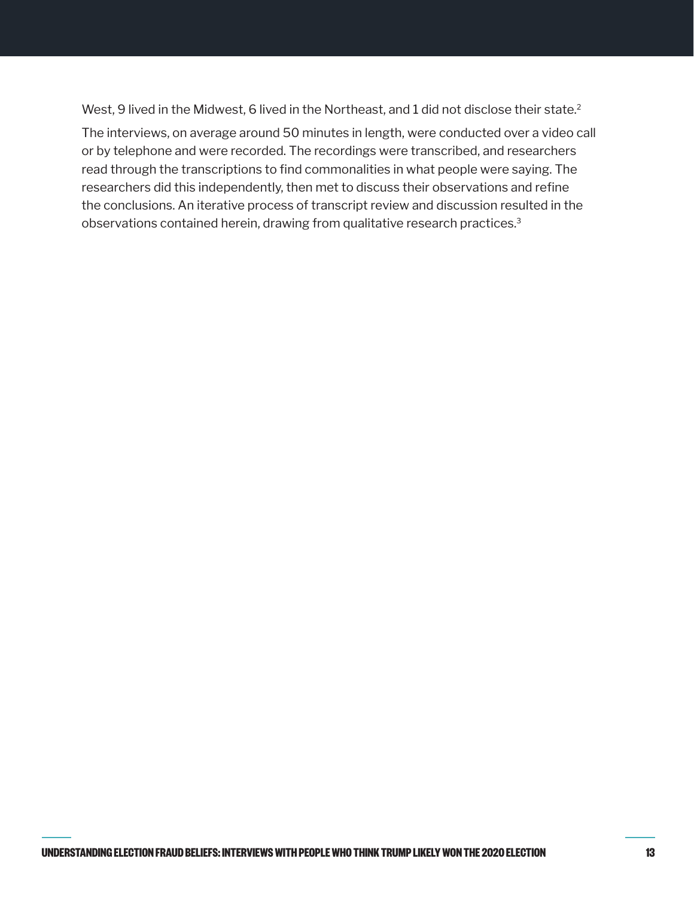West, 9 lived in the Midwest, 6 lived in the Northeast, and 1 did not disclose their state.[2]

The interviews, on average around 50 minutes in length, were conducted over a video call or by telephone and were recorded. The recordings were transcribed, and researchers read through the transcriptions to find commonalities in what people were saying. The researchers did this independently, then met to discuss their observations and refine the conclusions. An iterative process of transcript review and discussion resulted in the observations contained herein, drawing from qualitative research practices.[3]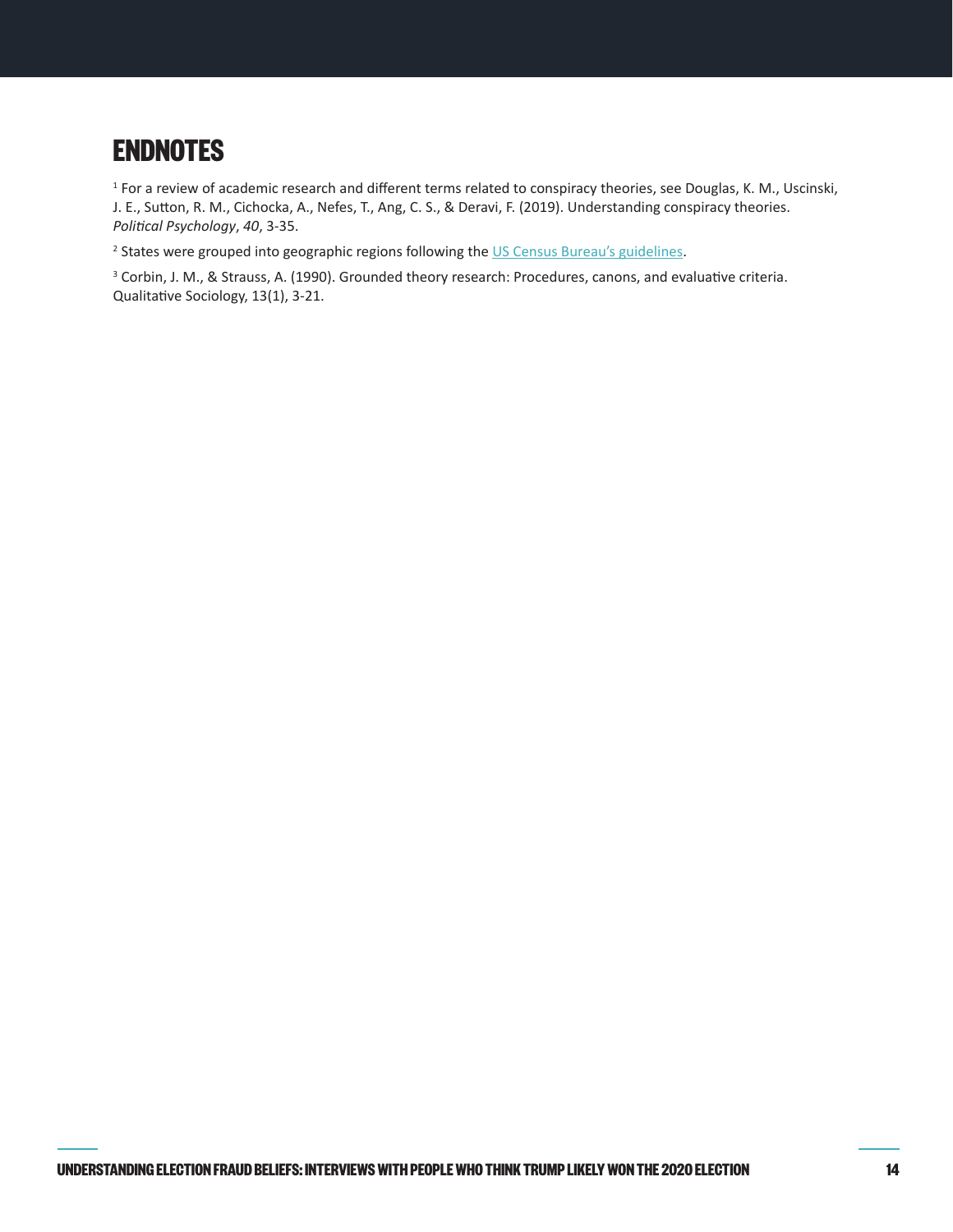# ENDNOTES

[1] For a review of academic research and different terms related to conspiracy theories, see Douglas, K. M., Uscinski, J. E., Sutton, R. M., Cichocka, A., Nefes, T., Ang, C. S., & Deravi, F. (2019). Understanding conspiracy theories. *Political Psychology*, *40*, 3-35.

[2] States were grouped into geographic regions following the US Census Bureau's guidelines.

[3] Corbin, J. M., & Strauss, A. (1990). Grounded theory research: Procedures, canons, and evaluative criteria. Qualitative Sociology, 13(1), 3-21.